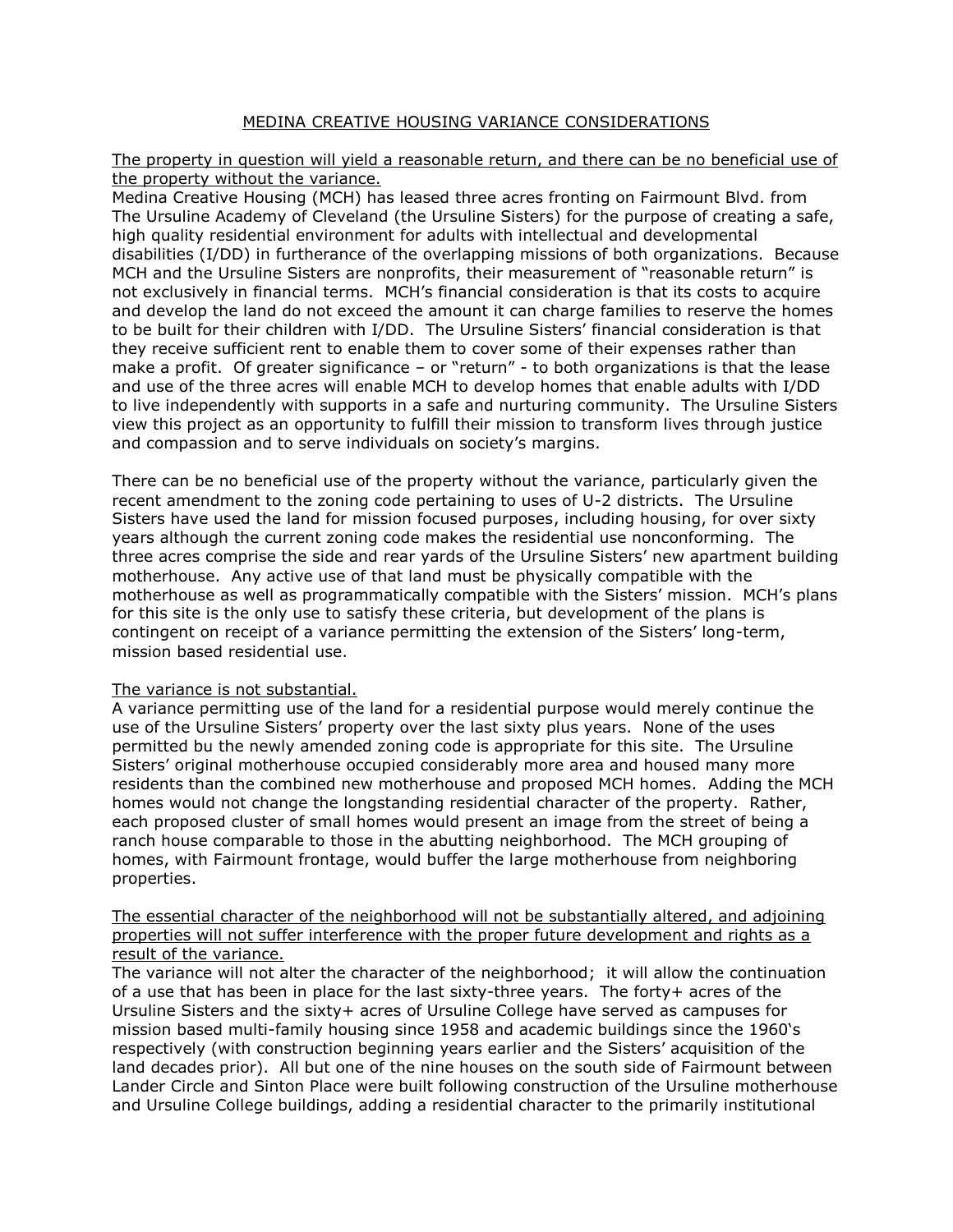# MEDINA CREATIVE HOUSING VARIANCE CONSIDERATIONS

The property in question will yield a reasonable return, and there can be no beneficial use of the property without the variance.

Medina Creative Housing (MCH) has leased three acres fronting on Fairmount Blvd. from The Ursuline Academy of Cleveland (the Ursuline Sisters) for the purpose of creating a safe, high quality residential environment for adults with intellectual and developmental disabilities (I/DD) in furtherance of the overlapping missions of both organizations. Because MCH and the Ursuline Sisters are nonprofits, their measurement of "reasonable return" is not exclusively in financial terms. MCH's financial consideration is that its costs to acquire and develop the land do not exceed the amount it can charge families to reserve the homes to be built for their children with I/DD. The Ursuline Sisters' financial consideration is that they receive sufficient rent to enable them to cover some of their expenses rather than make a profit. Of greater significance – or "return" - to both organizations is that the lease and use of the three acres will enable MCH to develop homes that enable adults with I/DD to live independently with supports in a safe and nurturing community. The Ursuline Sisters view this project as an opportunity to fulfill their mission to transform lives through justice and compassion and to serve individuals on society's margins.

There can be no beneficial use of the property without the variance, particularly given the recent amendment to the zoning code pertaining to uses of U-2 districts. The Ursuline Sisters have used the land for mission focused purposes, including housing, for over sixty years although the current zoning code makes the residential use nonconforming. The three acres comprise the side and rear yards of the Ursuline Sisters' new apartment building motherhouse. Any active use of that land must be physically compatible with the motherhouse as well as programmatically compatible with the Sisters' mission. MCH's plans for this site is the only use to satisfy these criteria, but development of the plans is contingent on receipt of a variance permitting the extension of the Sisters' long-term, mission based residential use.

The variance is not substantial.

A variance permitting use of the land for a residential purpose would merely continue the use of the Ursuline Sisters' property over the last sixty plus years. None of the uses permitted bu the newly amended zoning code is appropriate for this site. The Ursuline Sisters' original motherhouse occupied considerably more area and housed many more residents than the combined new motherhouse and proposed MCH homes. Adding the MCH homes would not change the longstanding residential character of the property. Rather, each proposed cluster of small homes would present an image from the street of being a ranch house comparable to those in the abutting neighborhood. The MCH grouping of homes, with Fairmount frontage, would buffer the large motherhouse from neighboring properties.

The essential character of the neighborhood will not be substantially altered, and adjoining properties will not suffer interference with the proper future development and rights as a result of the variance.

The variance will not alter the character of the neighborhood; it will allow the continuation of a use that has been in place for the last sixty-three years. The forty+ acres of the Ursuline Sisters and the sixty+ acres of Ursuline College have served as campuses for mission based multi-family housing since 1958 and academic buildings since the 1960's respectively (with construction beginning years earlier and the Sisters' acquisition of the land decades prior). All but one of the nine houses on the south side of Fairmount between Lander Circle and Sinton Place were built following construction of the Ursuline motherhouse and Ursuline College buildings, adding a residential character to the primarily institutional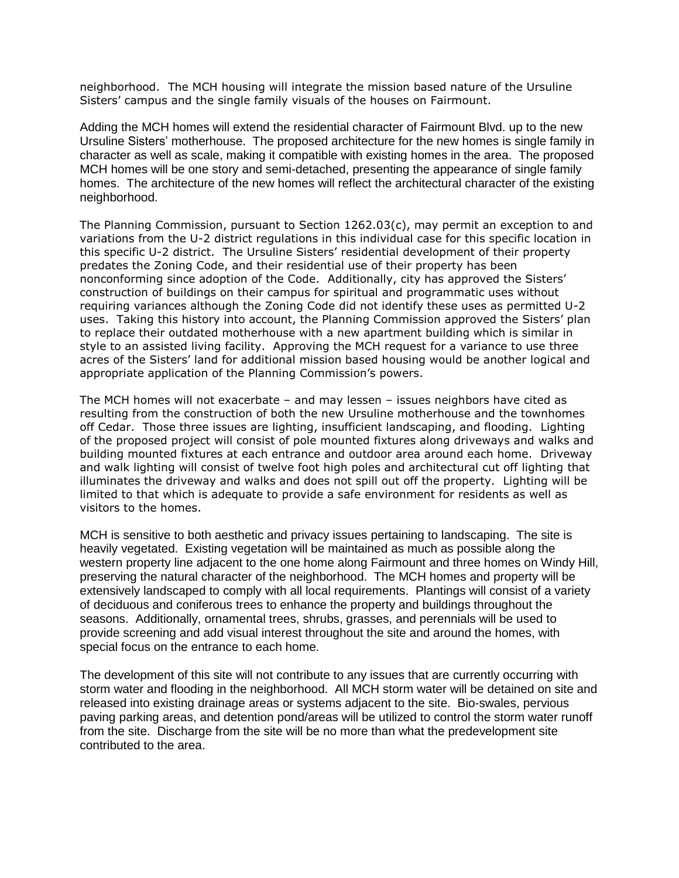neighborhood. The MCH housing will integrate the mission based nature of the Ursuline Sisters' campus and the single family visuals of the houses on Fairmount.

Adding the MCH homes will extend the residential character of Fairmount Blvd. up to the new Ursuline Sisters' motherhouse. The proposed architecture for the new homes is single family in character as well as scale, making it compatible with existing homes in the area. The proposed MCH homes will be one story and semi-detached, presenting the appearance of single family homes. The architecture of the new homes will reflect the architectural character of the existing neighborhood.

The Planning Commission, pursuant to Section 1262.03(c), may permit an exception to and variations from the U-2 district regulations in this individual case for this specific location in this specific U-2 district. The Ursuline Sisters' residential development of their property predates the Zoning Code, and their residential use of their property has been nonconforming since adoption of the Code. Additionally, city has approved the Sisters' construction of buildings on their campus for spiritual and programmatic uses without requiring variances although the Zoning Code did not identify these uses as permitted U-2 uses. Taking this history into account, the Planning Commission approved the Sisters' plan to replace their outdated motherhouse with a new apartment building which is similar in style to an assisted living facility. Approving the MCH request for a variance to use three acres of the Sisters' land for additional mission based housing would be another logical and appropriate application of the Planning Commission's powers.

The MCH homes will not exacerbate – and may lessen – issues neighbors have cited as resulting from the construction of both the new Ursuline motherhouse and the townhomes off Cedar. Those three issues are lighting, insufficient landscaping, and flooding. Lighting of the proposed project will consist of pole mounted fixtures along driveways and walks and building mounted fixtures at each entrance and outdoor area around each home. Driveway and walk lighting will consist of twelve foot high poles and architectural cut off lighting that illuminates the driveway and walks and does not spill out off the property. Lighting will be limited to that which is adequate to provide a safe environment for residents as well as visitors to the homes.

MCH is sensitive to both aesthetic and privacy issues pertaining to landscaping. The site is heavily vegetated. Existing vegetation will be maintained as much as possible along the western property line adjacent to the one home along Fairmount and three homes on Windy Hill, preserving the natural character of the neighborhood. The MCH homes and property will be extensively landscaped to comply with all local requirements. Plantings will consist of a variety of deciduous and coniferous trees to enhance the property and buildings throughout the seasons. Additionally, ornamental trees, shrubs, grasses, and perennials will be used to provide screening and add visual interest throughout the site and around the homes, with special focus on the entrance to each home.

The development of this site will not contribute to any issues that are currently occurring with storm water and flooding in the neighborhood. All MCH storm water will be detained on site and released into existing drainage areas or systems adjacent to the site. Bio-swales, pervious paving parking areas, and detention pond/areas will be utilized to control the storm water runoff from the site. Discharge from the site will be no more than what the predevelopment site contributed to the area.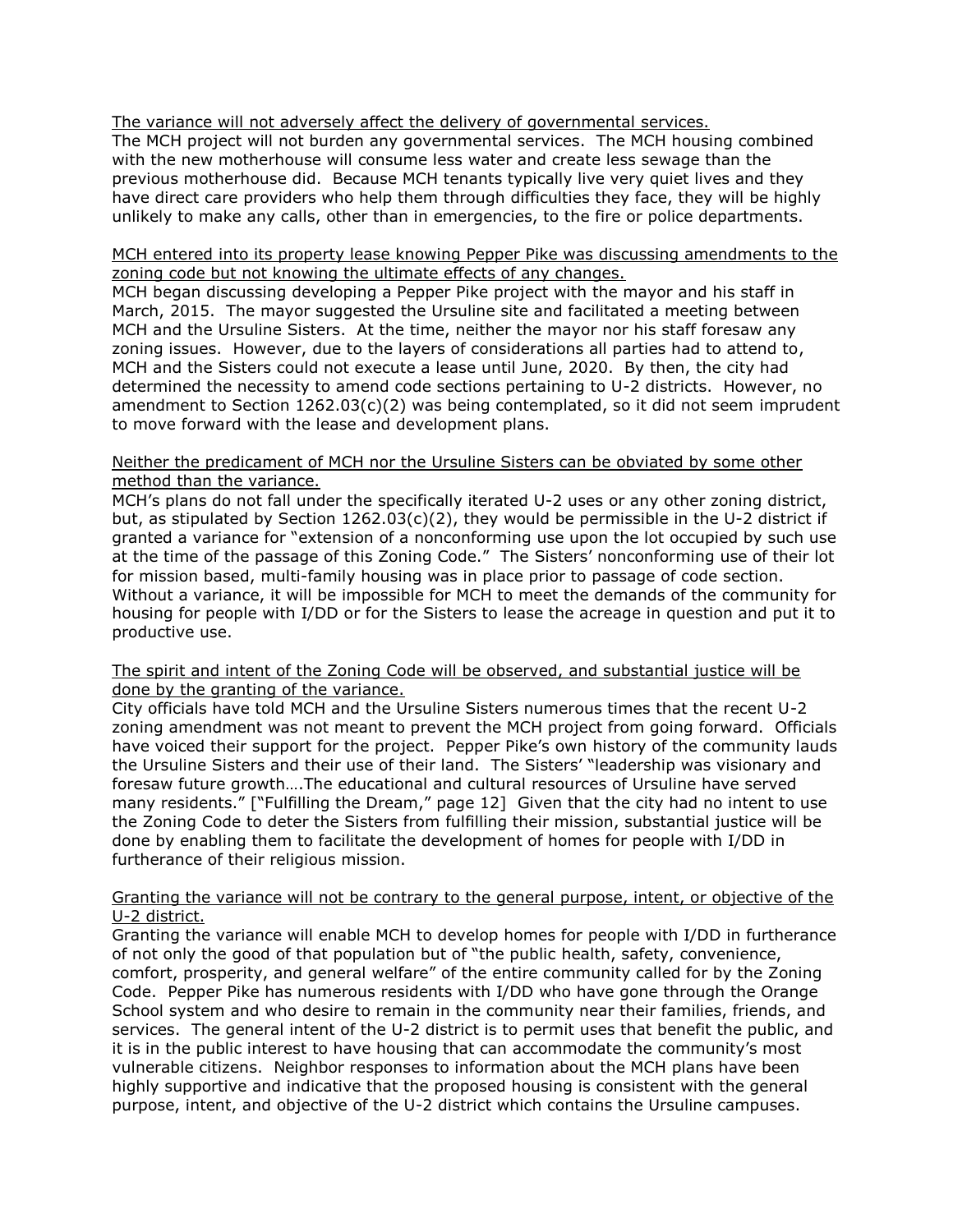<u>The variance will not adversely affect the delivery of governmental services.</u>

The MCH project will not burden any governmental services. The MCH housing combined with the new motherhouse will consume less water and create less sewage than the previous motherhouse did. Because MCH tenants typically live very quiet lives and they have direct care providers who help them through difficulties they face, they will be highly unlikely to make any calls, other than in emergencies, to the fire or police departments.

<u>MCH entered into its property lease knowing Pepper Pike was discussing amendments to the zoning code but not knowing the ultimate effects of any changes.</u>

MCH began discussing developing a Pepper Pike project with the mayor and his staff in March, 2015. The mayor suggested the Ursuline site and facilitated a meeting between MCH and the Ursuline Sisters. At the time, neither the mayor nor his staff foresaw any zoning issues. However, due to the layers of considerations all parties had to attend to, MCH and the Sisters could not execute a lease until June, 2020. By then, the city had determined the necessity to amend code sections pertaining to U-2 districts. However, no amendment to Section 1262.03(c)(2) was being contemplated, so it did not seem imprudent to move forward with the lease and development plans.

<u>Neither the predicament of MCH nor the Ursuline Sisters can be obviated by some other method than the variance.</u>

MCH's plans do not fall under the specifically iterated U-2 uses or any other zoning district, but, as stipulated by Section 1262.03(c)(2), they would be permissible in the U-2 district if granted a variance for "extension of a nonconforming use upon the lot occupied by such use at the time of the passage of this Zoning Code." The Sisters' nonconforming use of their lot for mission based, multi-family housing was in place prior to passage of code section. Without a variance, it will be impossible for MCH to meet the demands of the community for housing for people with I/DD or for the Sisters to lease the acreage in question and put it to productive use.

<u>The spirit and intent of the Zoning Code will be observed, and substantial justice will be done by the granting of the variance.</u>

City officials have told MCH and the Ursuline Sisters numerous times that the recent U-2 zoning amendment was not meant to prevent the MCH project from going forward. Officials have voiced their support for the project. Pepper Pike's own history of the community lauds the Ursuline Sisters and their use of their land. The Sisters' "leadership was visionary and foresaw future growth….The educational and cultural resources of Ursuline have served many residents." ["Fulfilling the Dream," page 12] Given that the city had no intent to use the Zoning Code to deter the Sisters from fulfilling their mission, substantial justice will be done by enabling them to facilitate the development of homes for people with I/DD in furtherance of their religious mission.

<u>Granting the variance will not be contrary to the general purpose, intent, or objective of the U-2 district.</u>

Granting the variance will enable MCH to develop homes for people with I/DD in furtherance of not only the good of that population but of "the public health, safety, convenience, comfort, prosperity, and general welfare" of the entire community called for by the Zoning Code. Pepper Pike has numerous residents with I/DD who have gone through the Orange School system and who desire to remain in the community near their families, friends, and services. The general intent of the U-2 district is to permit uses that benefit the public, and it is in the public interest to have housing that can accommodate the community's most vulnerable citizens. Neighbor responses to information about the MCH plans have been highly supportive and indicative that the proposed housing is consistent with the general purpose, intent, and objective of the U-2 district which contains the Ursuline campuses.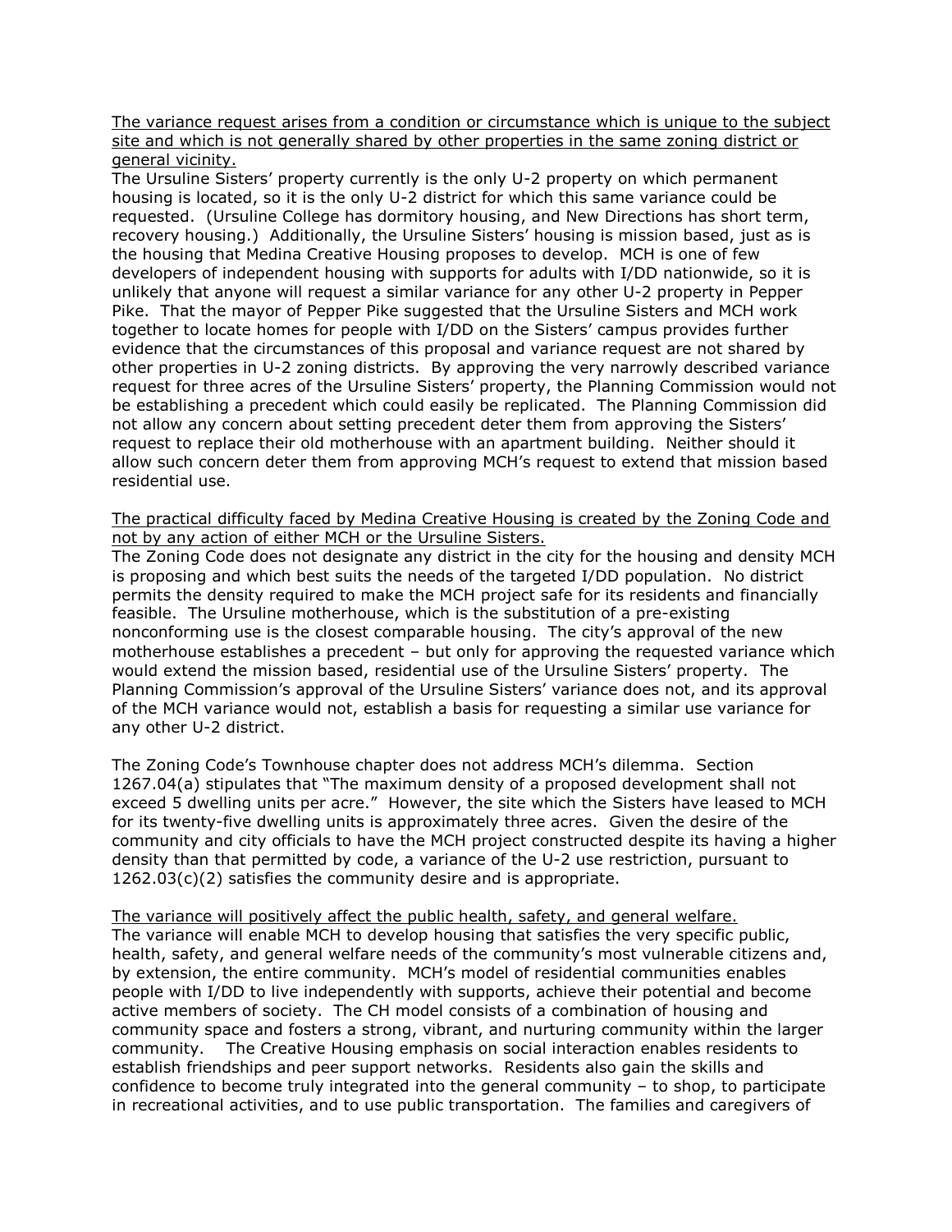<u>The variance request arises from a condition or circumstance which is unique to the subject site and which is not generally shared by other properties in the same zoning district or general vicinity.</u>

The Ursuline Sisters' property currently is the only U-2 property on which permanent housing is located, so it is the only U-2 district for which this same variance could be requested. (Ursuline College has dormitory housing, and New Directions has short term, recovery housing.) Additionally, the Ursuline Sisters' housing is mission based, just as is the housing that Medina Creative Housing proposes to develop. MCH is one of few developers of independent housing with supports for adults with I/DD nationwide, so it is unlikely that anyone will request a similar variance for any other U-2 property in Pepper Pike. That the mayor of Pepper Pike suggested that the Ursuline Sisters and MCH work together to locate homes for people with I/DD on the Sisters' campus provides further evidence that the circumstances of this proposal and variance request are not shared by other properties in U-2 zoning districts. By approving the very narrowly described variance request for three acres of the Ursuline Sisters' property, the Planning Commission would not be establishing a precedent which could easily be replicated. The Planning Commission did not allow any concern about setting precedent deter them from approving the Sisters' request to replace their old motherhouse with an apartment building. Neither should it allow such concern deter them from approving MCH's request to extend that mission based residential use.

<u>The practical difficulty faced by Medina Creative Housing is created by the Zoning Code and not by any action of either MCH or the Ursuline Sisters.</u>

The Zoning Code does not designate any district in the city for the housing and density MCH is proposing and which best suits the needs of the targeted I/DD population. No district permits the density required to make the MCH project safe for its residents and financially feasible. The Ursuline motherhouse, which is the substitution of a pre-existing nonconforming use is the closest comparable housing. The city's approval of the new motherhouse establishes a precedent – but only for approving the requested variance which would extend the mission based, residential use of the Ursuline Sisters' property. The Planning Commission's approval of the Ursuline Sisters' variance does not, and its approval of the MCH variance would not, establish a basis for requesting a similar use variance for any other U-2 district.

The Zoning Code's Townhouse chapter does not address MCH's dilemma. Section 1267.04(a) stipulates that "The maximum density of a proposed development shall not exceed 5 dwelling units per acre." However, the site which the Sisters have leased to MCH for its twenty-five dwelling units is approximately three acres. Given the desire of the community and city officials to have the MCH project constructed despite its having a higher density than that permitted by code, a variance of the U-2 use restriction, pursuant to 1262.03(c)(2) satisfies the community desire and is appropriate.

<u>The variance will positively affect the public health, safety, and general welfare.</u>

The variance will enable MCH to develop housing that satisfies the very specific public, health, safety, and general welfare needs of the community's most vulnerable citizens and, by extension, the entire community. MCH's model of residential communities enables people with I/DD to live independently with supports, achieve their potential and become active members of society. The CH model consists of a combination of housing and community space and fosters a strong, vibrant, and nurturing community within the larger community. The Creative Housing emphasis on social interaction enables residents to establish friendships and peer support networks. Residents also gain the skills and confidence to become truly integrated into the general community – to shop, to participate in recreational activities, and to use public transportation. The families and caregivers of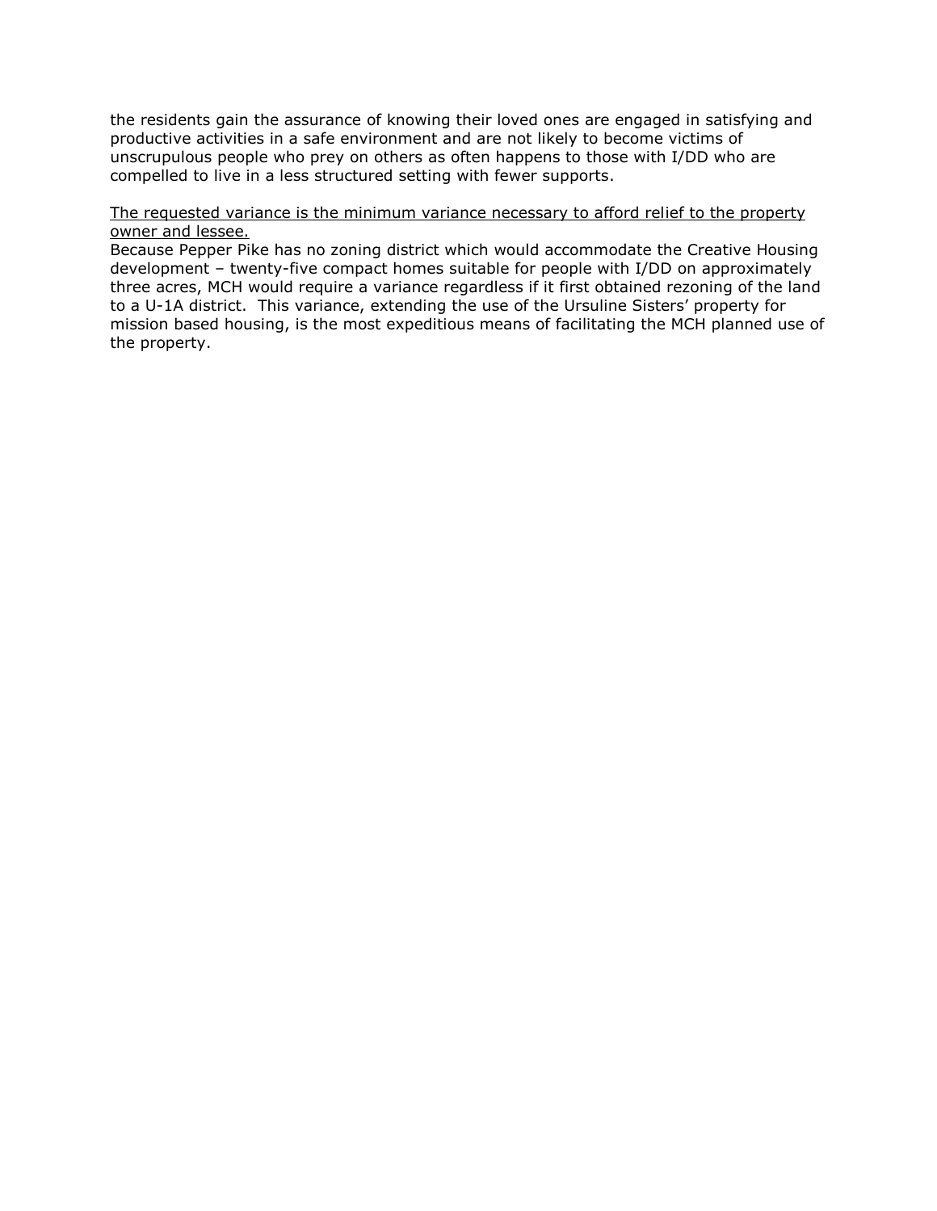the residents gain the assurance of knowing their loved ones are engaged in satisfying and productive activities in a safe environment and are not likely to become victims of unscrupulous people who prey on others as often happens to those with I/DD who are compelled to live in a less structured setting with fewer supports.

<u>The requested variance is the minimum variance necessary to afford relief to the property owner and lessee.</u>

Because Pepper Pike has no zoning district which would accommodate the Creative Housing development – twenty-five compact homes suitable for people with I/DD on approximately three acres, MCH would require a variance regardless if it first obtained rezoning of the land to a U-1A district. This variance, extending the use of the Ursuline Sisters' property for mission based housing, is the most expeditious means of facilitating the MCH planned use of the property.